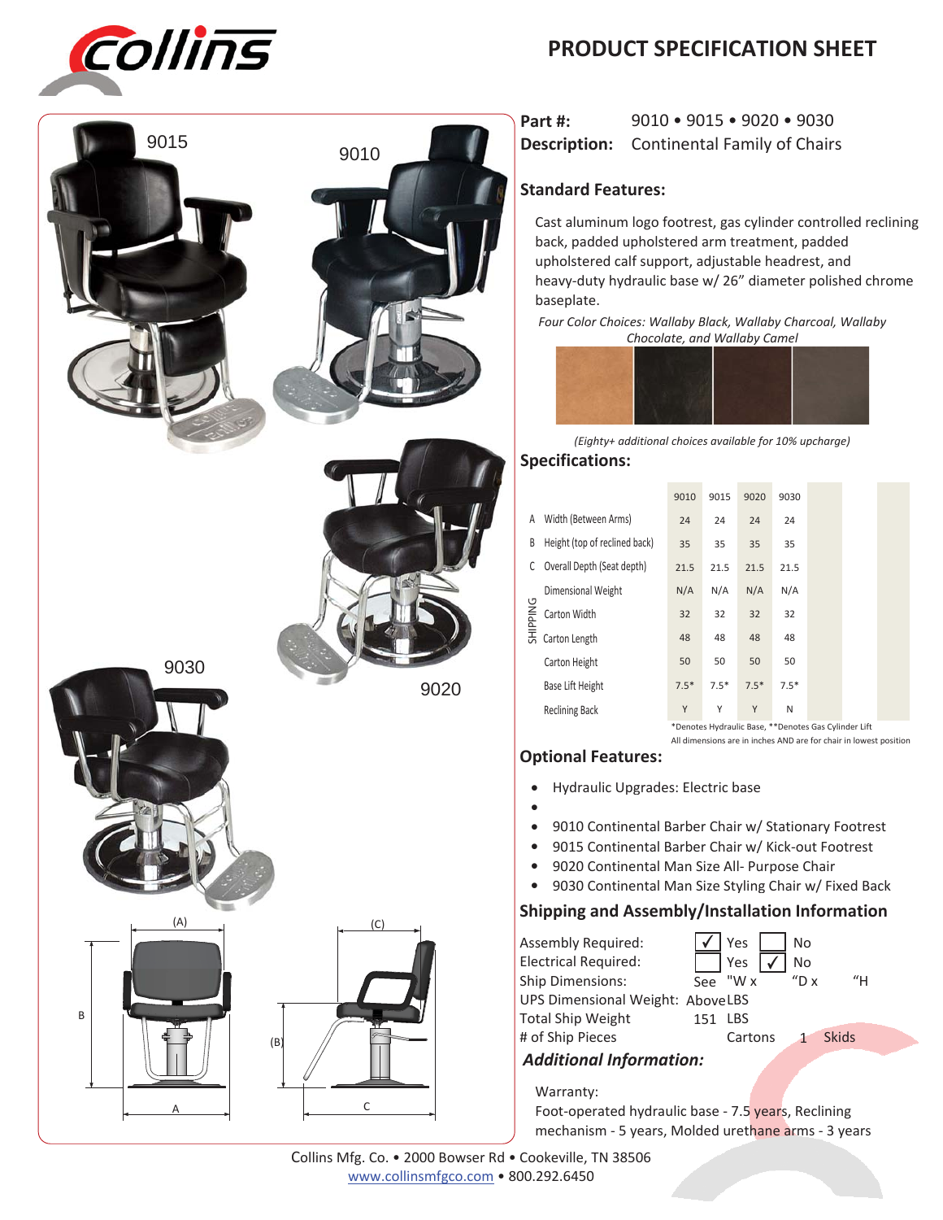# PRODUCT SPECIFICATION SHEET

9015

9010

9030

9020

**Part #:** 9010 • 9015 • 9020 • 9030

**Description:** Continental Family of Chairs

## Standard Features:

Cast aluminum logo footrest, gas cylinder controlled reclining back, padded upholstered arm treatment, padded upholstered calf support, adjustable headrest, and heavy-duty hydraulic base w/ 26" diameter polished chrome baseplate.

*Four Color Choices: Wallaby Black, Wallaby Charcoal, Wallaby Chocolate, and Wallaby Camel*

*(Eighty+ additional choices available for 10% upcharge)*

## Specifications:

| | | 9010 | 9015 | 9020 | 9030 |
|---|---|---|---|---|---|
| A | Width (Between Arms) | 24 | 24 | 24 | 24 |
| B | Height (top of reclined back) | 35 | 35 | 35 | 35 |
| C | Overall Depth (Seat depth) | 21.5 | 21.5 | 21.5 | 21.5 |
| SHIPPING | Dimensional Weight | N/A | N/A | N/A | N/A |
| | Carton Width | 32 | 32 | 32 | 32 |
| | Carton Length | 48 | 48 | 48 | 48 |
| | Carton Height | 50 | 50 | 50 | 50 |
| | Base Lift Height | 7.5* | 7.5* | 7.5* | 7.5* |
| | Reclining Back | Y | Y | Y | N |

*Denotes Hydraulic Base, **Denotes Gas Cylinder Lift

All dimensions are in inches AND are for chair in lowest position

## Optional Features:

- Hydraulic Upgrades: Electric base
- 
- 9010 Continental Barber Chair w/ Stationary Footrest
- 9015 Continental Barber Chair w/ Kick-out Footrest
- 9020 Continental Man Size All- Purpose Chair
- 9030 Continental Man Size Styling Chair w/ Fixed Back

## Shipping and Assembly/Installation Information

Assembly Required: ✓ Yes ☐ No

Electrical Required: ☐ Yes ✓ No

Ship Dimensions: See "W x "D x "H

UPS Dimensional Weight: Above LBS

Total Ship Weight 151 LBS

# of Ship Pieces Cartons 1 Skids

### *Additional Information:*

Warranty:

Foot-operated hydraulic base - 7.5 years, Reclining mechanism - 5 years, Molded urethane arms - 3 years

(A) (C) B (B) A C

Collins Mfg. Co. • 2000 Bowser Rd • Cookeville, TN 38506

www.collinsmfgco.com • 800.292.6450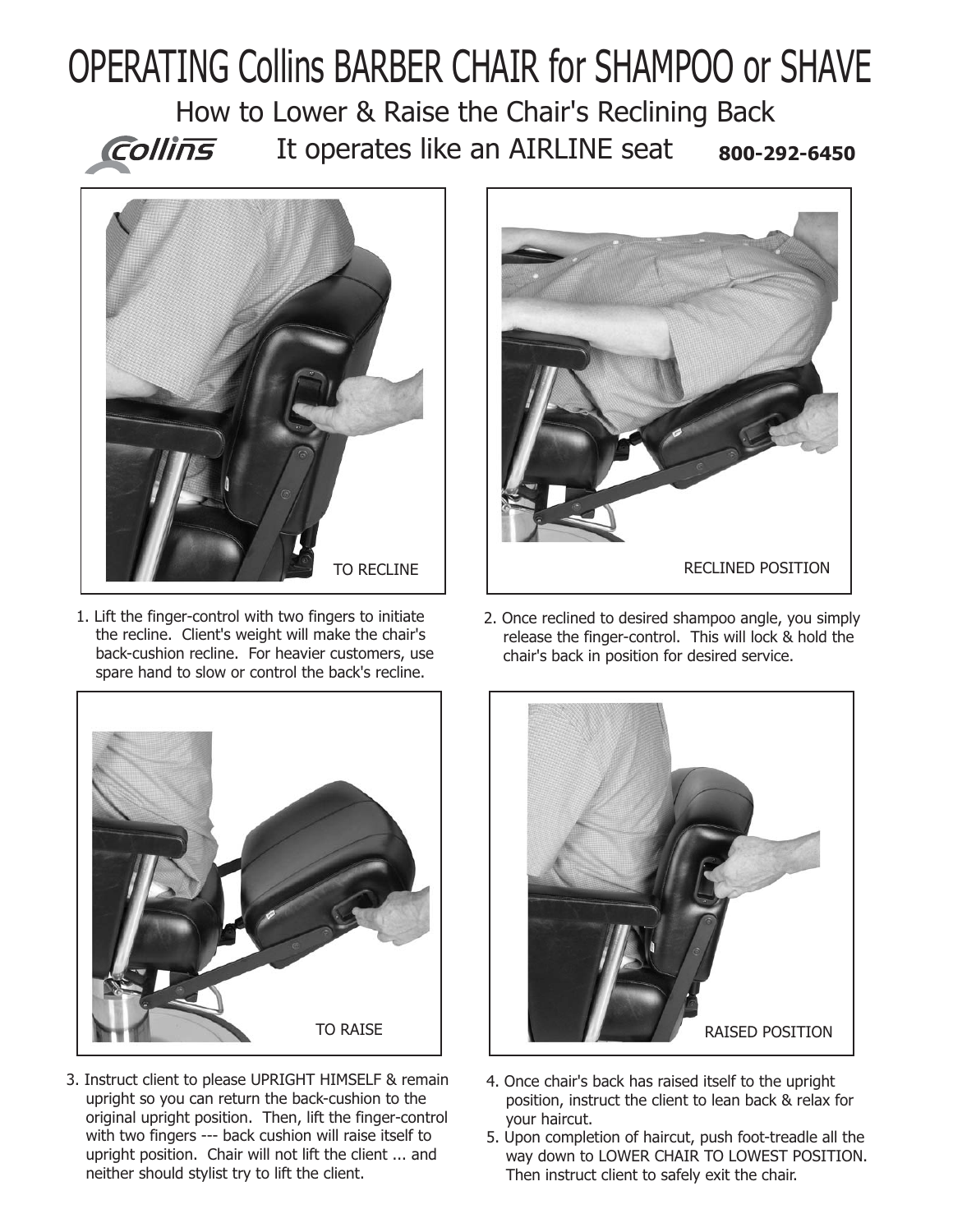# OPERATING Collins BARBER CHAIR for SHAMPOO or SHAVE

## How to Lower & Raise the Chair's Reclining Back

Collins It operates like an AIRLINE seat **800-292-6450**

TO RECLINE

1. Lift the finger-control with two fingers to initiate the recline. Client's weight will make the chair's back-cushion recline. For heavier customers, use spare hand to slow or control the back's recline.

RECLINED POSITION

2. Once reclined to desired shampoo angle, you simply release the finger-control. This will lock & hold the chair's back in position for desired service.

TO RAISE

3. Instruct client to please UPRIGHT HIMSELF & remain upright so you can return the back-cushion to the original upright position. Then, lift the finger-control with two fingers --- back cushion will raise itself to upright position. Chair will not lift the client ... and neither should stylist try to lift the client.

RAISED POSITION

4. Once chair's back has raised itself to the upright position, instruct the client to lean back & relax for your haircut.
5. Upon completion of haircut, push foot-treadle all the way down to LOWER CHAIR TO LOWEST POSITION. Then instruct client to safely exit the chair.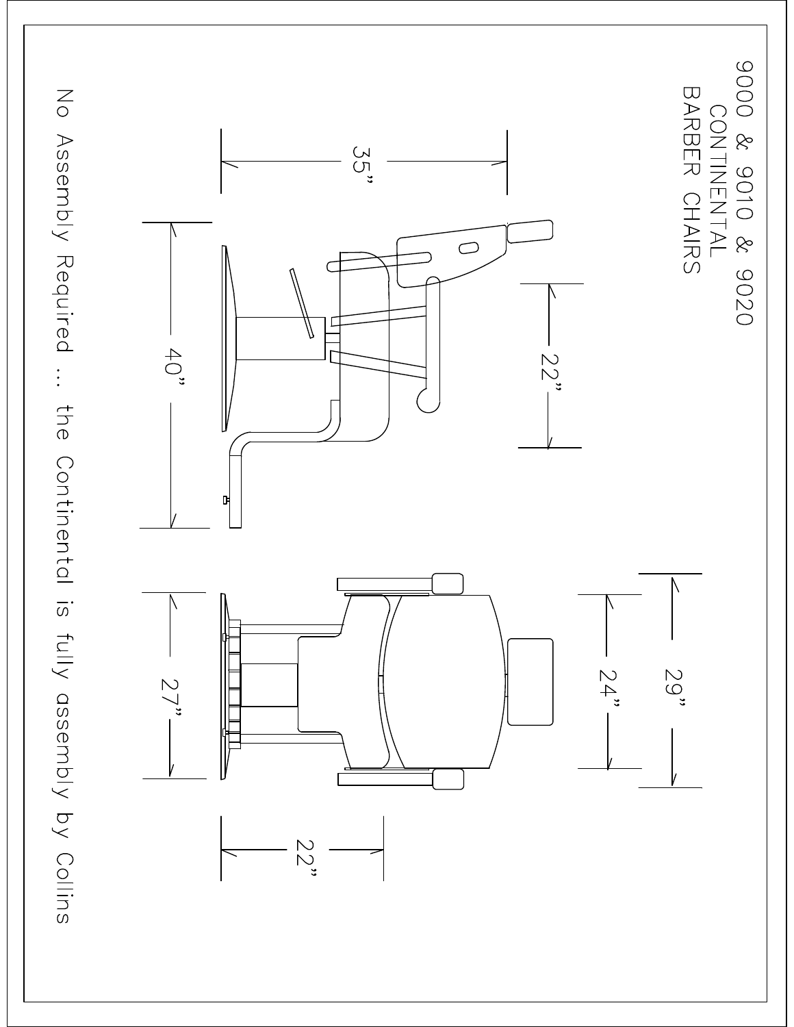# 9000 & 9010 & 9020 CONTINENTAL BARBER CHAIRS

35"

22"

40"

29"

24"

27"

22"

No Assembly Required ... the Continental is fully assembly by Collins